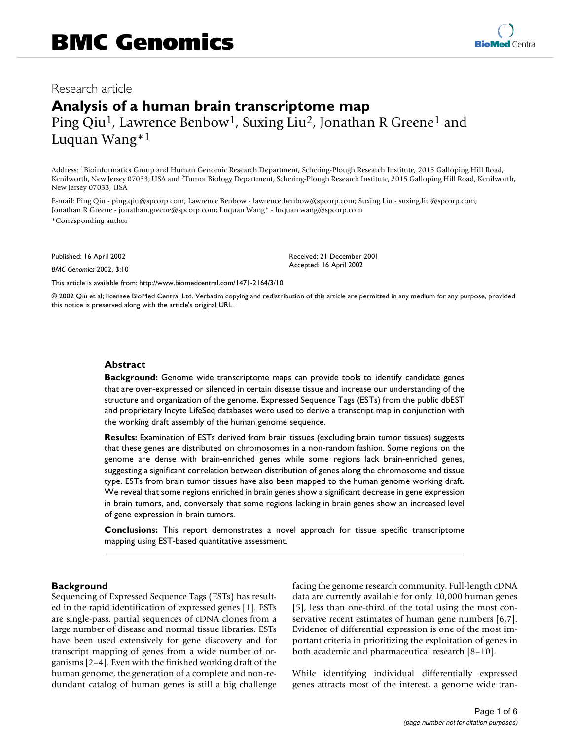BMC Genomics

Research article

# Analysis of a human brain transcriptome map

Ping Qiu[1], Lawrence Benbow[1], Suxing Liu[2], Jonathan R Greene[1] and Luquan Wang*[1]

Address: [1]Bioinformatics Group and Human Genomic Research Department, Schering-Plough Research Institute, 2015 Galloping Hill Road, Kenilworth, New Jersey 07033, USA and [2]Tumor Biology Department, Schering-Plough Research Institute, 2015 Galloping Hill Road, Kenilworth, New Jersey 07033, USA

E-mail: Ping Qiu - ping.qiu@spcorp.com; Lawrence Benbow - lawrence.benbow@spcorp.com; Suxing Liu - suxing.liu@spcorp.com; Jonathan R Greene - jonathan.greene@spcorp.com; Luquan Wang* - luquan.wang@spcorp.com

*Corresponding author

Published: 16 April 2002

*BMC Genomics* 2002, **3**:10

Received: 21 December 2001
Accepted: 16 April 2002

This article is available from: http://www.biomedcentral.com/1471-2164/3/10

© 2002 Qiu et al; licensee BioMed Central Ltd. Verbatim copying and redistribution of this article are permitted in any medium for any purpose, provided this notice is preserved along with the article's original URL.

## Abstract

**Background:** Genome wide transcriptome maps can provide tools to identify candidate genes that are over-expressed or silenced in certain disease tissue and increase our understanding of the structure and organization of the genome. Expressed Sequence Tags (ESTs) from the public dbEST and proprietary Incyte LifeSeq databases were used to derive a transcript map in conjunction with the working draft assembly of the human genome sequence.

**Results:** Examination of ESTs derived from brain tissues (excluding brain tumor tissues) suggests that these genes are distributed on chromosomes in a non-random fashion. Some regions on the genome are dense with brain-enriched genes while some regions lack brain-enriched genes, suggesting a significant correlation between distribution of genes along the chromosome and tissue type. ESTs from brain tumor tissues have also been mapped to the human genome working draft. We reveal that some regions enriched in brain genes show a significant decrease in gene expression in brain tumors, and, conversely that some regions lacking in brain genes show an increased level of gene expression in brain tumors.

**Conclusions:** This report demonstrates a novel approach for tissue specific transcriptome mapping using EST-based quantitative assessment.

## Background

Sequencing of Expressed Sequence Tags (ESTs) has resulted in the rapid identification of expressed genes [1]. ESTs are single-pass, partial sequences of cDNA clones from a large number of disease and normal tissue libraries. ESTs have been used extensively for gene discovery and for transcript mapping of genes from a wide number of organisms [2–4]. Even with the finished working draft of the human genome, the generation of a complete and non-redundant catalog of human genes is still a big challenge facing the genome research community. Full-length cDNA data are currently available for only 10,000 human genes [5], less than one-third of the total using the most conservative recent estimates of human gene numbers [6,7]. Evidence of differential expression is one of the most important criteria in prioritizing the exploitation of genes in both academic and pharmaceutical research [8–10].

While identifying individual differentially expressed genes attracts most of the interest, a genome wide tran-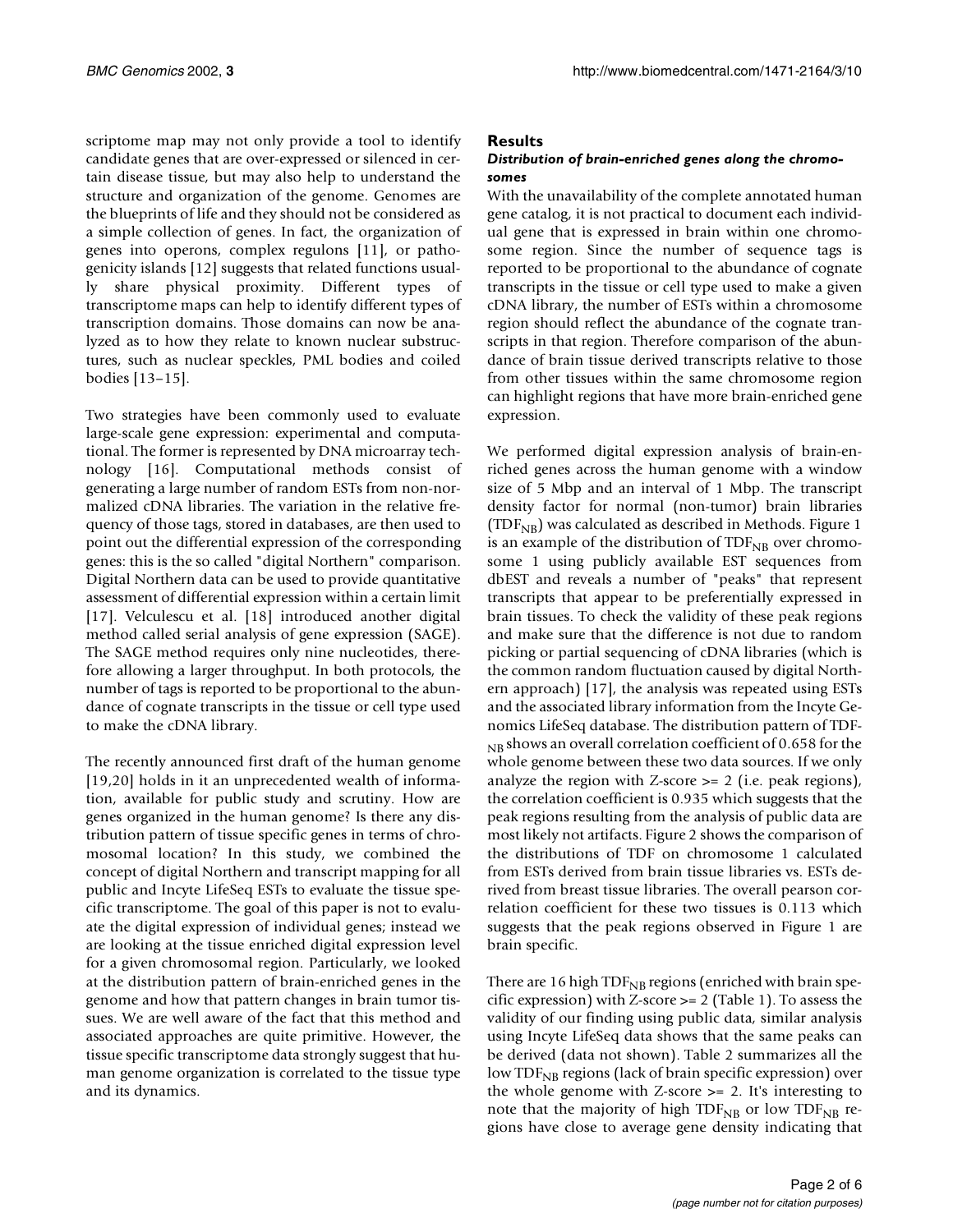scriptome map may not only provide a tool to identify candidate genes that are over-expressed or silenced in certain disease tissue, but may also help to understand the structure and organization of the genome. Genomes are the blueprints of life and they should not be considered as a simple collection of genes. In fact, the organization of genes into operons, complex regulons [11], or pathogenicity islands [12] suggests that related functions usually share physical proximity. Different types of transcriptome maps can help to identify different types of transcription domains. Those domains can now be analyzed as to how they relate to known nuclear substructures, such as nuclear speckles, PML bodies and coiled bodies [13–15].

Two strategies have been commonly used to evaluate large-scale gene expression: experimental and computational. The former is represented by DNA microarray technology [16]. Computational methods consist of generating a large number of random ESTs from non-normalized cDNA libraries. The variation in the relative frequency of those tags, stored in databases, are then used to point out the differential expression of the corresponding genes: this is the so called "digital Northern" comparison. Digital Northern data can be used to provide quantitative assessment of differential expression within a certain limit [17]. Velculescu et al. [18] introduced another digital method called serial analysis of gene expression (SAGE). The SAGE method requires only nine nucleotides, therefore allowing a larger throughput. In both protocols, the number of tags is reported to be proportional to the abundance of cognate transcripts in the tissue or cell type used to make the cDNA library.

The recently announced first draft of the human genome [19,20] holds in it an unprecedented wealth of information, available for public study and scrutiny. How are genes organized in the human genome? Is there any distribution pattern of tissue specific genes in terms of chromosomal location? In this study, we combined the concept of digital Northern and transcript mapping for all public and Incyte LifeSeq ESTs to evaluate the tissue specific transcriptome. The goal of this paper is not to evaluate the digital expression of individual genes; instead we are looking at the tissue enriched digital expression level for a given chromosomal region. Particularly, we looked at the distribution pattern of brain-enriched genes in the genome and how that pattern changes in brain tumor tissues. We are well aware of the fact that this method and associated approaches are quite primitive. However, the tissue specific transcriptome data strongly suggest that human genome organization is correlated to the tissue type and its dynamics.

## Results

### *Distribution of brain-enriched genes along the chromosomes*

With the unavailability of the complete annotated human gene catalog, it is not practical to document each individual gene that is expressed in brain within one chromosome region. Since the number of sequence tags is reported to be proportional to the abundance of cognate transcripts in the tissue or cell type used to make a given cDNA library, the number of ESTs within a chromosome region should reflect the abundance of the cognate transcripts in that region. Therefore comparison of the abundance of brain tissue derived transcripts relative to those from other tissues within the same chromosome region can highlight regions that have more brain-enriched gene expression.

We performed digital expression analysis of brain-enriched genes across the human genome with a window size of 5 Mbp and an interval of 1 Mbp. The transcript density factor for normal (non-tumor) brain libraries ($TDF_{NB}$) was calculated as described in Methods. Figure 1 is an example of the distribution of $TDF_{NB}$ over chromosome 1 using publicly available EST sequences from dbEST and reveals a number of "peaks" that represent transcripts that appear to be preferentially expressed in brain tissues. To check the validity of these peak regions and make sure that the difference is not due to random picking or partial sequencing of cDNA libraries (which is the common random fluctuation caused by digital Northern approach) [17], the analysis was repeated using ESTs and the associated library information from the Incyte Genomics LifeSeq database. The distribution pattern of $TDF_{NB}$ shows an overall correlation coefficient of 0.658 for the whole genome between these two data sources. If we only analyze the region with Z-score >= 2 (i.e. peak regions), the correlation coefficient is 0.935 which suggests that the peak regions resulting from the analysis of public data are most likely not artifacts. Figure 2 shows the comparison of the distributions of TDF on chromosome 1 calculated from ESTs derived from brain tissue libraries vs. ESTs derived from breast tissue libraries. The overall pearson correlation coefficient for these two tissues is 0.113 which suggests that the peak regions observed in Figure 1 are brain specific.

There are 16 high $TDF_{NB}$ regions (enriched with brain specific expression) with Z-score >= 2 (Table 1). To assess the validity of our finding using public data, similar analysis using Incyte LifeSeq data shows that the same peaks can be derived (data not shown). Table 2 summarizes all the low $TDF_{NB}$ regions (lack of brain specific expression) over the whole genome with Z-score >= 2. It's interesting to note that the majority of high $TDF_{NB}$ or low $TDF_{NB}$ regions have close to average gene density indicating that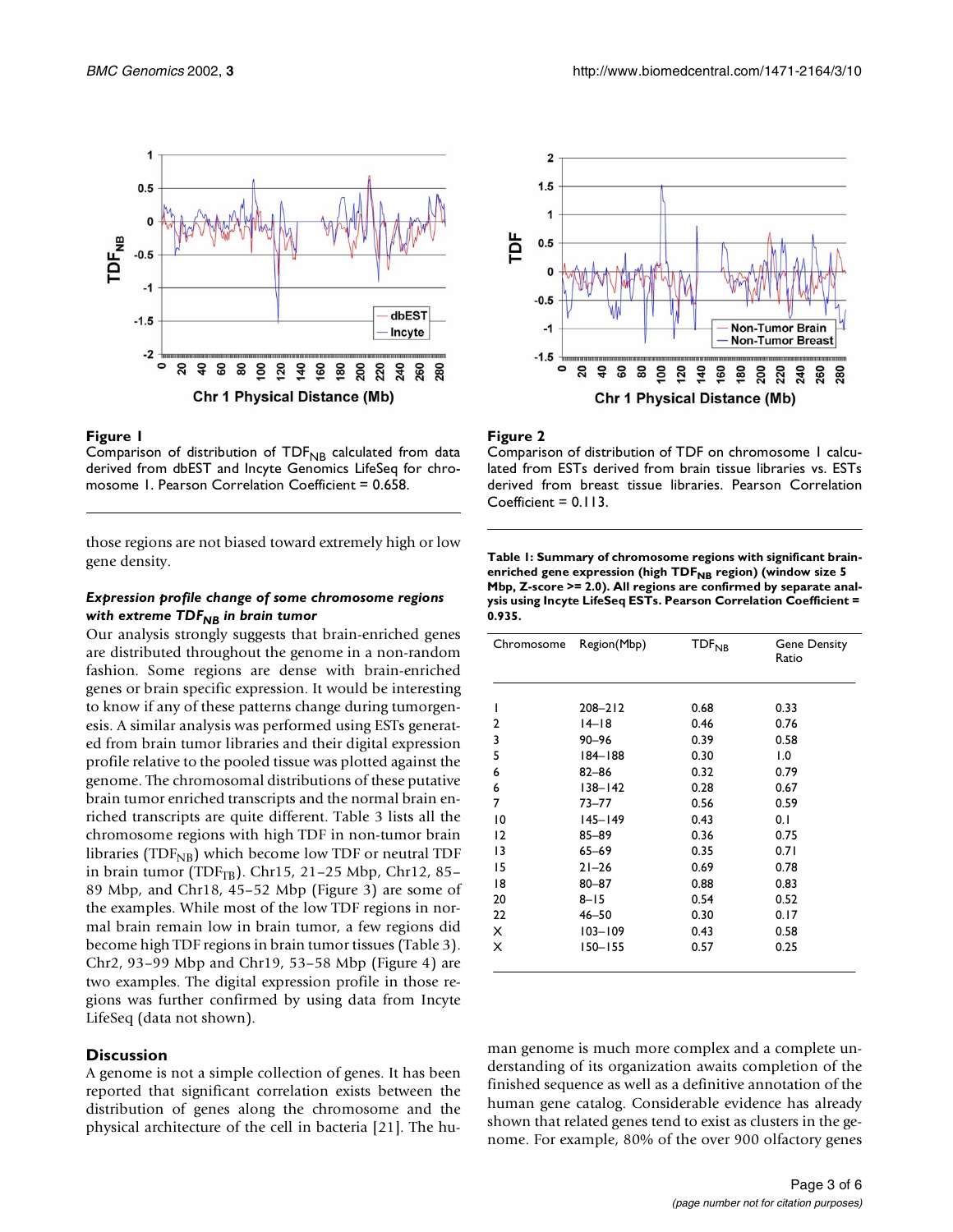**Figure 1**
Comparison of distribution of $TDF_{NB}$ calculated from data derived from dbEST and Incyte Genomics LifeSeq for chromosome 1. Pearson Correlation Coefficient = 0.658.

**Figure 2**
Comparison of distribution of TDF on chromosome 1 calculated from ESTs derived from brain tissue libraries vs. ESTs derived from breast tissue libraries. Pearson Correlation Coefficient = 0.113.

those regions are not biased toward extremely high or low gene density.

### *Expression profile change of some chromosome regions with extreme $TDF_{NB}$ in brain tumor*

Our analysis strongly suggests that brain-enriched genes are distributed throughout the genome in a non-random fashion. Some regions are dense with brain-enriched genes or brain specific expression. It would be interesting to know if any of these patterns change during tumorgenesis. A similar analysis was performed using ESTs generated from brain tumor libraries and their digital expression profile relative to the pooled tissue was plotted against the genome. The chromosomal distributions of these putative brain tumor enriched transcripts and the normal brain enriched transcripts are quite different. Table 3 lists all the chromosome regions with high TDF in non-tumor brain libraries ($TDF_{NB}$) which become low TDF or neutral TDF in brain tumor ($TDF_{TB}$). Chr15, 21–25 Mbp, Chr12, 85–89 Mbp, and Chr18, 45–52 Mbp (Figure 3) are some of the examples. While most of the low TDF regions in normal brain remain low in brain tumor, a few regions did become high TDF regions in brain tumor tissues (Table 3). Chr2, 93–99 Mbp and Chr19, 53–58 Mbp (Figure 4) are two examples. The digital expression profile in those regions was further confirmed by using data from Incyte LifeSeq (data not shown).

**Table 1: Summary of chromosome regions with significant brain-enriched gene expression (high $TDF_{NB}$ region) (window size 5 Mbp, Z-score >= 2.0). All regions are confirmed by separate analysis using Incyte LifeSeq ESTs. Pearson Correlation Coefficient = 0.935.**

| Chromosome | Region(Mbp) | $TDF_{NB}$ | Gene Density Ratio |
|---|---|---|---|
| 1 | 208–212 | 0.68 | 0.33 |
| 2 | 14–18 | 0.46 | 0.76 |
| 3 | 90–96 | 0.39 | 0.58 |
| 5 | 184–188 | 0.30 | 1.0 |
| 6 | 82–86 | 0.32 | 0.79 |
| 6 | 138–142 | 0.28 | 0.67 |
| 7 | 73–77 | 0.56 | 0.59 |
| 10 | 145–149 | 0.43 | 0.1 |
| 12 | 85–89 | 0.36 | 0.75 |
| 13 | 65–69 | 0.35 | 0.71 |
| 15 | 21–26 | 0.69 | 0.78 |
| 18 | 80–87 | 0.88 | 0.83 |
| 20 | 8–15 | 0.54 | 0.52 |
| 22 | 46–50 | 0.30 | 0.17 |
| X | 103–109 | 0.43 | 0.58 |
| X | 150–155 | 0.57 | 0.25 |

## Discussion

A genome is not a simple collection of genes. It has been reported that significant correlation exists between the distribution of genes along the chromosome and the physical architecture of the cell in bacteria [21]. The human genome is much more complex and a complete understanding of its organization awaits completion of the finished sequence as well as a definitive annotation of the human gene catalog. Considerable evidence has already shown that related genes tend to exist as clusters in the genome. For example, 80% of the over 900 olfactory genes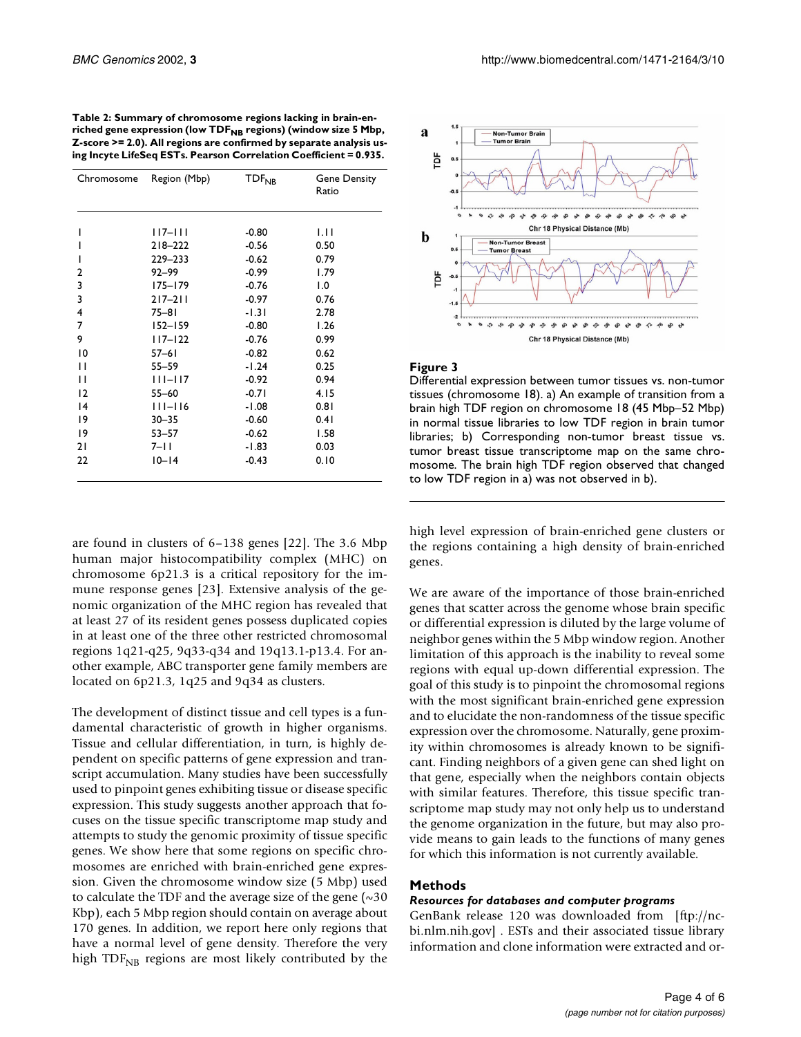**Table 2: Summary of chromosome regions lacking in brain-enriched gene expression (low $TDF_{NB}$ regions) (window size 5 Mbp, Z-score >= 2.0). All regions are confirmed by separate analysis using Incyte LifeSeq ESTs. Pearson Correlation Coefficient = 0.935.**

| Chromosome | Region (Mbp) | $TDF_{NB}$ | Gene Density Ratio |
| --- | --- | --- | --- |
| 1 | 117–111 | -0.80 | 1.11 |
| 1 | 218–222 | -0.56 | 0.50 |
| 1 | 229–233 | -0.62 | 0.79 |
| 2 | 92–99 | -0.99 | 1.79 |
| 3 | 175–179 | -0.76 | 1.0 |
| 3 | 217–211 | -0.97 | 0.76 |
| 4 | 75–81 | -1.31 | 2.78 |
| 7 | 152–159 | -0.80 | 1.26 |
| 9 | 117–122 | -0.76 | 0.99 |
| 10 | 57–61 | -0.82 | 0.62 |
| 11 | 55–59 | -1.24 | 0.25 |
| 11 | 111–117 | -0.92 | 0.94 |
| 12 | 55–60 | -0.71 | 4.15 |
| 14 | 111–116 | -1.08 | 0.81 |
| 19 | 30–35 | -0.60 | 0.41 |
| 19 | 53–57 | -0.62 | 1.58 |
| 21 | 7–11 | -1.83 | 0.03 |
| 22 | 10–14 | -0.43 | 0.10 |

**Figure 3**
Differential expression between tumor tissues vs. non-tumor tissues (chromosome 18). a) An example of transition from a brain high TDF region on chromosome 18 (45 Mbp–52 Mbp) in normal tissue libraries to low TDF region in brain tumor libraries; b) Corresponding non-tumor breast tissue vs. tumor breast tissue transcriptome map on the same chromosome. The brain high TDF region observed that changed to low TDF region in a) was not observed in b).

are found in clusters of 6–138 genes [22]. The 3.6 Mbp human major histocompatibility complex (MHC) on chromosome 6p21.3 is a critical repository for the immune response genes [23]. Extensive analysis of the genomic organization of the MHC region has revealed that at least 27 of its resident genes possess duplicated copies in at least one of the three other restricted chromosomal regions 1q21-q25, 9q33-q34 and 19q13.1-p13.4. For another example, ABC transporter gene family members are located on 6p21.3, 1q25 and 9q34 as clusters.

The development of distinct tissue and cell types is a fundamental characteristic of growth in higher organisms. Tissue and cellular differentiation, in turn, is highly dependent on specific patterns of gene expression and transcript accumulation. Many studies have been successfully used to pinpoint genes exhibiting tissue or disease specific expression. This study suggests another approach that focuses on the tissue specific transcriptome map study and attempts to study the genomic proximity of tissue specific genes. We show here that some regions on specific chromosomes are enriched with brain-enriched gene expression. Given the chromosome window size (5 Mbp) used to calculate the TDF and the average size of the gene (~30 Kbp), each 5 Mbp region should contain on average about 170 genes. In addition, we report here only regions that have a normal level of gene density. Therefore the very high $TDF_{NB}$ regions are most likely contributed by the high level expression of brain-enriched gene clusters or the regions containing a high density of brain-enriched genes.

We are aware of the importance of those brain-enriched genes that scatter across the genome whose brain specific or differential expression is diluted by the large volume of neighbor genes within the 5 Mbp window region. Another limitation of this approach is the inability to reveal some regions with equal up-down differential expression. The goal of this study is to pinpoint the chromosomal regions with the most significant brain-enriched gene expression and to elucidate the non-randomness of the tissue specific expression over the chromosome. Naturally, gene proximity within chromosomes is already known to be significant. Finding neighbors of a given gene can shed light on that gene, especially when the neighbors contain objects with similar features. Therefore, this tissue specific transcriptome map study may not only help us to understand the genome organization in the future, but may also provide means to gain leads to the functions of many genes for which this information is not currently available.

## Methods

### *Resources for databases and computer programs*

GenBank release 120 was downloaded from [ftp://ncbi.nlm.nih.gov] . ESTs and their associated tissue library information and clone information were extracted and or-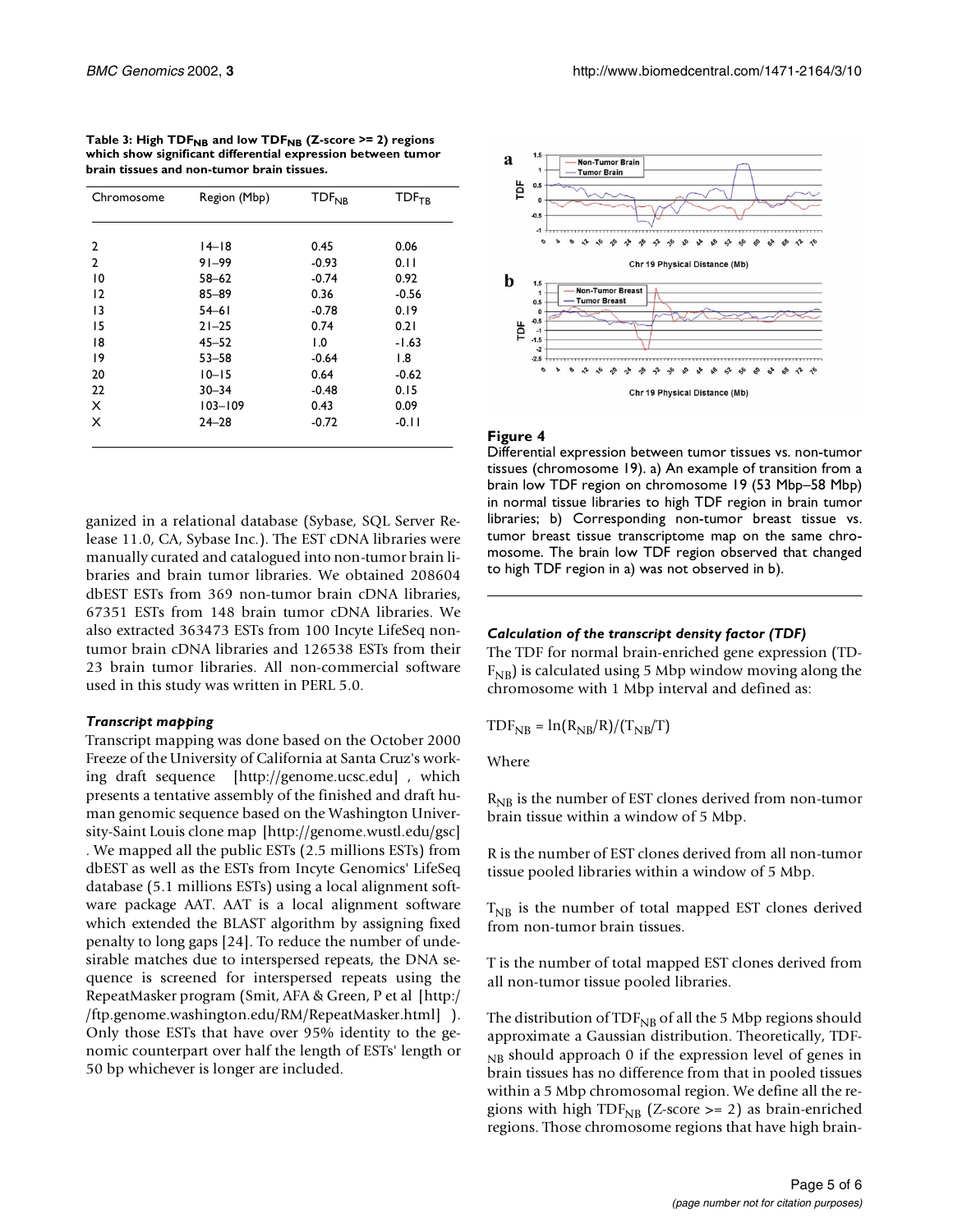**Table 3: High $TDF_{NB}$ and low $TDF_{NB}$ (Z-score >= 2) regions which show significant differential expression between tumor brain tissues and non-tumor brain tissues.**

| Chromosome | Region (Mbp) | $TDF_{NB}$ | $TDF_{TB}$ |
|---|---|---|---|
| 2 | 14–18 | 0.45 | 0.06 |
| 2 | 91–99 | -0.93 | 0.11 |
| 10 | 58–62 | -0.74 | 0.92 |
| 12 | 85–89 | 0.36 | -0.56 |
| 13 | 54–61 | -0.78 | 0.19 |
| 15 | 21–25 | 0.74 | 0.21 |
| 18 | 45–52 | 1.0 | -1.63 |
| 19 | 53–58 | -0.64 | 1.8 |
| 20 | 10–15 | 0.64 | -0.62 |
| 22 | 30–34 | -0.48 | 0.15 |
| X | 103–109 | 0.43 | 0.09 |
| X | 24–28 | -0.72 | -0.11 |

ganized in a relational database (Sybase, SQL Server Release 11.0, CA, Sybase Inc.). The EST cDNA libraries were manually curated and catalogued into non-tumor brain libraries and brain tumor libraries. We obtained 208604 dbEST ESTs from 369 non-tumor brain cDNA libraries, 67351 ESTs from 148 brain tumor cDNA libraries. We also extracted 363473 ESTs from 100 Incyte LifeSeq non-tumor brain cDNA libraries and 126538 ESTs from their 23 brain tumor libraries. All non-commercial software used in this study was written in PERL 5.0.

### *Transcript mapping*

Transcript mapping was done based on the October 2000 Freeze of the University of California at Santa Cruz's working draft sequence [http://genome.ucsc.edu] , which presents a tentative assembly of the finished and draft human genomic sequence based on the Washington University-Saint Louis clone map [http://genome.wustl.edu/gsc] . We mapped all the public ESTs (2.5 millions ESTs) from dbEST as well as the ESTs from Incyte Genomics' LifeSeq database (5.1 millions ESTs) using a local alignment software package AAT. AAT is a local alignment software which extended the BLAST algorithm by assigning fixed penalty to long gaps [24]. To reduce the number of undesirable matches due to interspersed repeats, the DNA sequence is screened for interspersed repeats using the RepeatMasker program (Smit, AFA & Green, P et al [http://ftp.genome.washington.edu/RM/RepeatMasker.html] ). Only those ESTs that have over 95% identity to the genomic counterpart over half the length of ESTs' length or 50 bp whichever is longer are included.

**Figure 4**

Differential expression between tumor tissues vs. non-tumor tissues (chromosome 19). a) An example of transition from a brain low TDF region on chromosome 19 (53 Mbp–58 Mbp) in normal tissue libraries to high TDF region in brain tumor libraries; b) Corresponding non-tumor breast tissue vs. tumor breast tissue transcriptome map on the same chromosome. The brain low TDF region observed that changed to high TDF region in a) was not observed in b).

### *Calculation of the transcript density factor (TDF)*

The TDF for normal brain-enriched gene expression ($TDF_{NB}$) is calculated using 5 Mbp window moving along the chromosome with 1 Mbp interval and defined as:

$$TDF_{NB} = \ln(R_{NB}/R)/(T_{NB}/T)$$

Where

$R_{NB}$ is the number of EST clones derived from non-tumor brain tissue within a window of 5 Mbp.

R is the number of EST clones derived from all non-tumor tissue pooled libraries within a window of 5 Mbp.

$T_{NB}$ is the number of total mapped EST clones derived from non-tumor brain tissues.

T is the number of total mapped EST clones derived from all non-tumor tissue pooled libraries.

The distribution of $TDF_{NB}$ of all the 5 Mbp regions should approximate a Gaussian distribution. Theoretically, $TDF_{NB}$ should approach 0 if the expression level of genes in brain tissues has no difference from that in pooled tissues within a 5 Mbp chromosomal region. We define all the regions with high $TDF_{NB}$ (Z-score >= 2) as brain-enriched regions. Those chromosome regions that have high brain-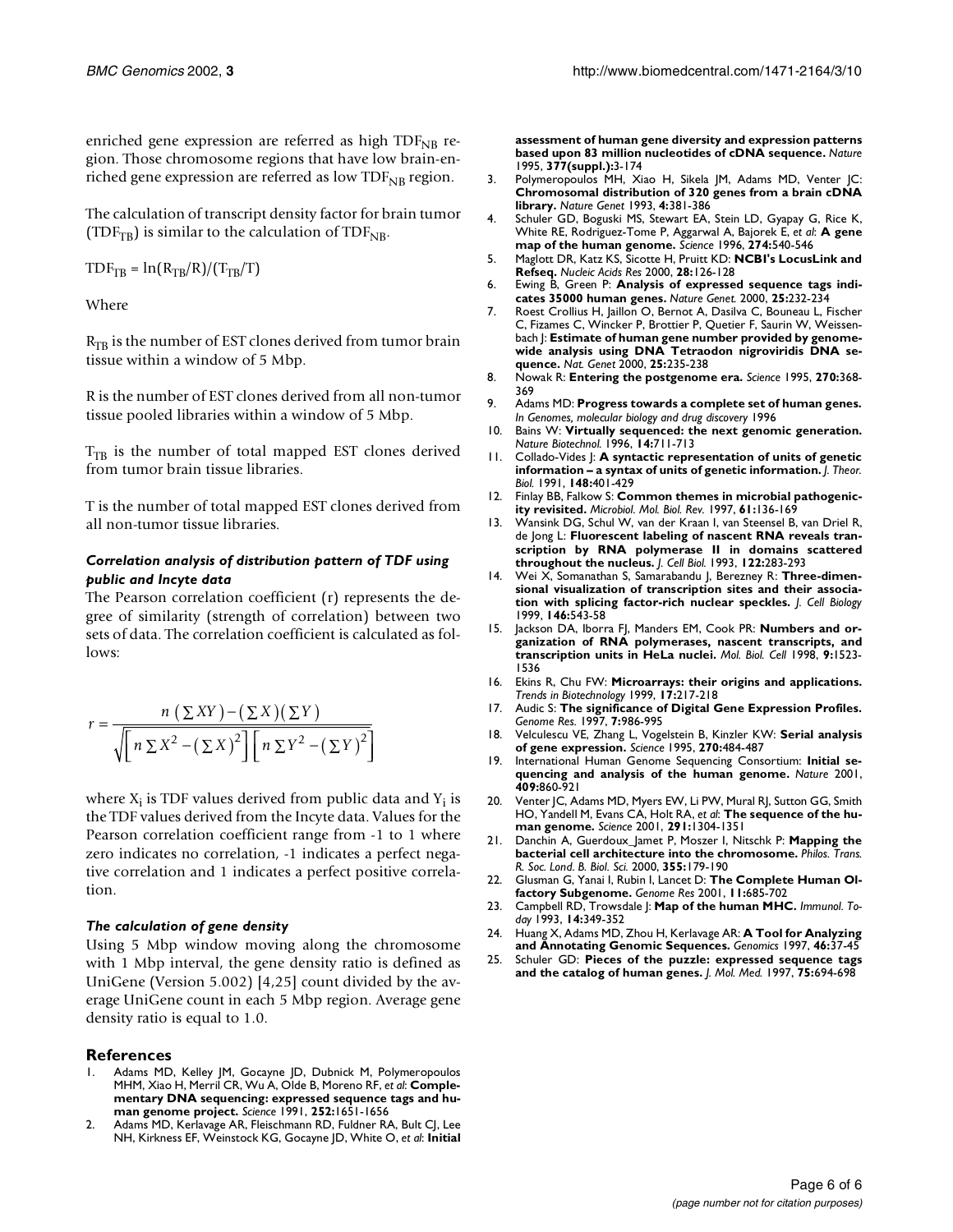enriched gene expression are referred as high $TDF_{NB}$ region. Those chromosome regions that have low brain-enriched gene expression are referred as low $TDF_{NB}$ region.

The calculation of transcript density factor for brain tumor ($TDF_{TB}$) is similar to the calculation of $TDF_{NB}$.

$$TDF_{TB} = \ln(R_{TB}/R)/(T_{TB}/T)$$

Where

$R_{TB}$ is the number of EST clones derived from tumor brain tissue within a window of 5 Mbp.

R is the number of EST clones derived from all non-tumor tissue pooled libraries within a window of 5 Mbp.

$T_{TB}$ is the number of total mapped EST clones derived from tumor brain tissue libraries.

T is the number of total mapped EST clones derived from all non-tumor tissue libraries.

### *Correlation analysis of distribution pattern of TDF using public and Incyte data*

The Pearson correlation coefficient (r) represents the degree of similarity (strength of correlation) between two sets of data. The correlation coefficient is calculated as follows:

$$r = \frac{n\left(\sum XY\right) - \left(\sum X\right)\left(\sum Y\right)}{\sqrt{\left[n\sum X^2 - \left(\sum X\right)^2\right]\left[n\sum Y^2 - \left(\sum Y\right)^2\right]}}$$

where $X_i$ is TDF values derived from public data and $Y_i$ is the TDF values derived from the Incyte data. Values for the Pearson correlation coefficient range from -1 to 1 where zero indicates no correlation, -1 indicates a perfect negative correlation and 1 indicates a perfect positive correlation.

### *The calculation of gene density*

Using 5 Mbp window moving along the chromosome with 1 Mbp interval, the gene density ratio is defined as UniGene (Version 5.002) [4,25] count divided by the average UniGene count in each 5 Mbp region. Average gene density ratio is equal to 1.0.

## References

1. Adams MD, Kelley JM, Gocayne JD, Dubnick M, Polymeropoulos MHM, Xiao H, Merril CR, Wu A, Olde B, Moreno RF, *et al*: **Complementary DNA sequencing: expressed sequence tags and human genome project.** *Science* 1991, **252:**1651-1656
2. Adams MD, Kerlavage AR, Fleischmann RD, Fuldner RA, Bult CJ, Lee NH, Kirkness EF, Weinstock KG, Gocayne JD, White O, *et al*: **Initial assessment of human gene diversity and expression patterns based upon 83 million nucleotides of cDNA sequence.** *Nature* 1995, **377(suppl.):**3-174
3. Polymeropoulos MH, Xiao H, Sikela JM, Adams MD, Venter JC: **Chromosomal distribution of 320 genes from a brain cDNA library.** *Nature Genet* 1993, **4:**381-386
4. Schuler GD, Boguski MS, Stewart EA, Stein LD, Gyapay G, Rice K, White RE, Rodriguez-Tome P, Aggarwal A, Bajorek E, *et al*: **A gene map of the human genome.** *Science* 1996, **274:**540-546
5. Maglott DR, Katz KS, Sicotte H, Pruitt KD: **NCBI's LocusLink and Refseq.** *Nucleic Acids Res* 2000, **28:**126-128
6. Ewing B, Green P: **Analysis of expressed sequence tags indicates 35000 human genes.** *Nature Genet.* 2000, **25:**232-234
7. Roest Crollius H, Jaillon O, Bernot A, Dasilva C, Bouneau L, Fischer C, Fizames C, Wincker P, Brottier P, Quetier F, Saurin W, Weissenbach J: **Estimate of human gene number provided by genome-wide analysis using DNA Tetraodon nigroviridis DNA sequence.** *Nat. Genet* 2000, **25:**235-238
8. Nowak R: **Entering the postgenome era.** *Science* 1995, **270:**368-369
9. Adams MD: **Progress towards a complete set of human genes.** *In Genomes, molecular biology and drug discovery* 1996
10. Bains W: **Virtually sequenced: the next genomic generation.** *Nature Biotechnol.* 1996, **14:**711-713
11. Collado-Vides J: **A syntactic representation of units of genetic information – a syntax of units of genetic information.** *J. Theor. Biol.* 1991, **148:**401-429
12. Finlay BB, Falkow S: **Common themes in microbial pathogenicity revisited.** *Microbiol. Mol. Biol. Rev.* 1997, **61:**136-169
13. Wansink DG, Schul W, van der Kraan I, van Steensel B, van Driel R, de Jong L: **Fluorescent labeling of nascent RNA reveals transcription by RNA polymerase II in domains scattered throughout the nucleus.** *J. Cell Biol.* 1993, **122:**283-293
14. Wei X, Somanathan S, Samarabandu J, Berezney R: **Three-dimensional visualization of transcription sites and their association with splicing factor-rich nuclear speckles.** *J. Cell Biology* 1999, **146:**543-58
15. Jackson DA, Iborra FJ, Manders EM, Cook PR: **Numbers and organization of RNA polymerases, nascent transcripts, and transcription units in HeLa nuclei.** *Mol. Biol. Cell* 1998, **9:**1523-1536
16. Ekins R, Chu FW: **Microarrays: their origins and applications.** *Trends in Biotechnology* 1999, **17:**217-218
17. Audic S: **The significance of Digital Gene Expression Profiles.** *Genome Res.* 1997, **7:**986-995
18. Velculescu VE, Zhang L, Vogelstein B, Kinzler KW: **Serial analysis of gene expression.** *Science* 1995, **270:**484-487
19. International Human Genome Sequencing Consortium: **Initial sequencing and analysis of the human genome.** *Nature* 2001, **409:**860-921
20. Venter JC, Adams MD, Myers EW, Li PW, Mural RJ, Sutton GG, Smith HO, Yandell M, Evans CA, Holt RA, *et al*: **The sequence of the human genome.** *Science* 2001, **291:**1304-1351
21. Danchin A, Guerdoux_Jamet P, Moszer I, Nitschk P: **Mapping the bacterial cell architecture into the chromosome.** *Philos. Trans. R. Soc. Lond. B. Biol. Sci.* 2000, **355:**179-190
22. Glusman G, Yanai I, Rubin I, Lancet D: **The Complete Human Olfactory Subgenome.** *Genome Res* 2001, **11:**685-702
23. Campbell RD, Trowsdale J: **Map of the human MHC.** *Immunol. Today* 1993, **14:**349-352
24. Huang X, Adams MD, Zhou H, Kerlavage AR: **A Tool for Analyzing and Annotating Genomic Sequences.** *Genomics* 1997, **46:**37-45
25. Schuler GD: **Pieces of the puzzle: expressed sequence tags and the catalog of human genes.** *J. Mol. Med.* 1997, **75:**694-698